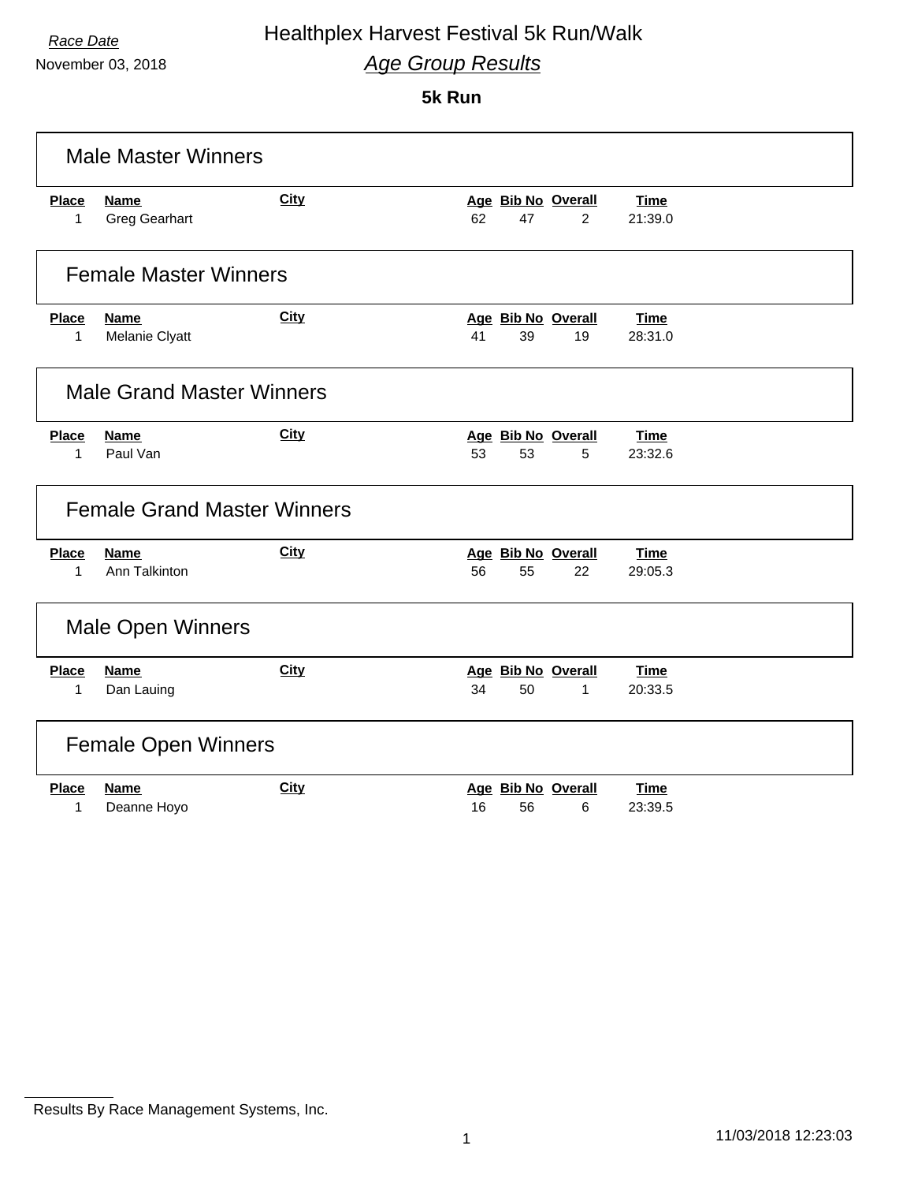*Race Date*

November 03, 2018

# Healthplex Harvest Festival 5k Run/Walk

## *Age Group Results*

### 5k Run

#### Male Master Winners

| Place | Name | City | Age | Bib No | Overall | Time |
|---|---|---|---|---|---|---|
| 1 | Greg Gearhart | | 62 | 47 | 2 | 21:39.0 |

#### Female Master Winners

| Place | Name | City | Age | Bib No | Overall | Time |
|---|---|---|---|---|---|---|
| 1 | Melanie Clyatt | | 41 | 39 | 19 | 28:31.0 |

#### Male Grand Master Winners

| Place | Name | City | Age | Bib No | Overall | Time |
|---|---|---|---|---|---|---|
| 1 | Paul Van | | 53 | 53 | 5 | 23:32.6 |

#### Female Grand Master Winners

| Place | Name | City | Age | Bib No | Overall | Time |
|---|---|---|---|---|---|---|
| 1 | Ann Talkinton | | 56 | 55 | 22 | 29:05.3 |

#### Male Open Winners

| Place | Name | City | Age | Bib No | Overall | Time |
|---|---|---|---|---|---|---|
| 1 | Dan Lauing | | 34 | 50 | 1 | 20:33.5 |

#### Female Open Winners

| Place | Name | City | Age | Bib No | Overall | Time |
|---|---|---|---|---|---|---|
| 1 | Deanne Hoyo | | 16 | 56 | 6 | 23:39.5 |

Results By Race Management Systems, Inc.

11/03/2018 12:23:03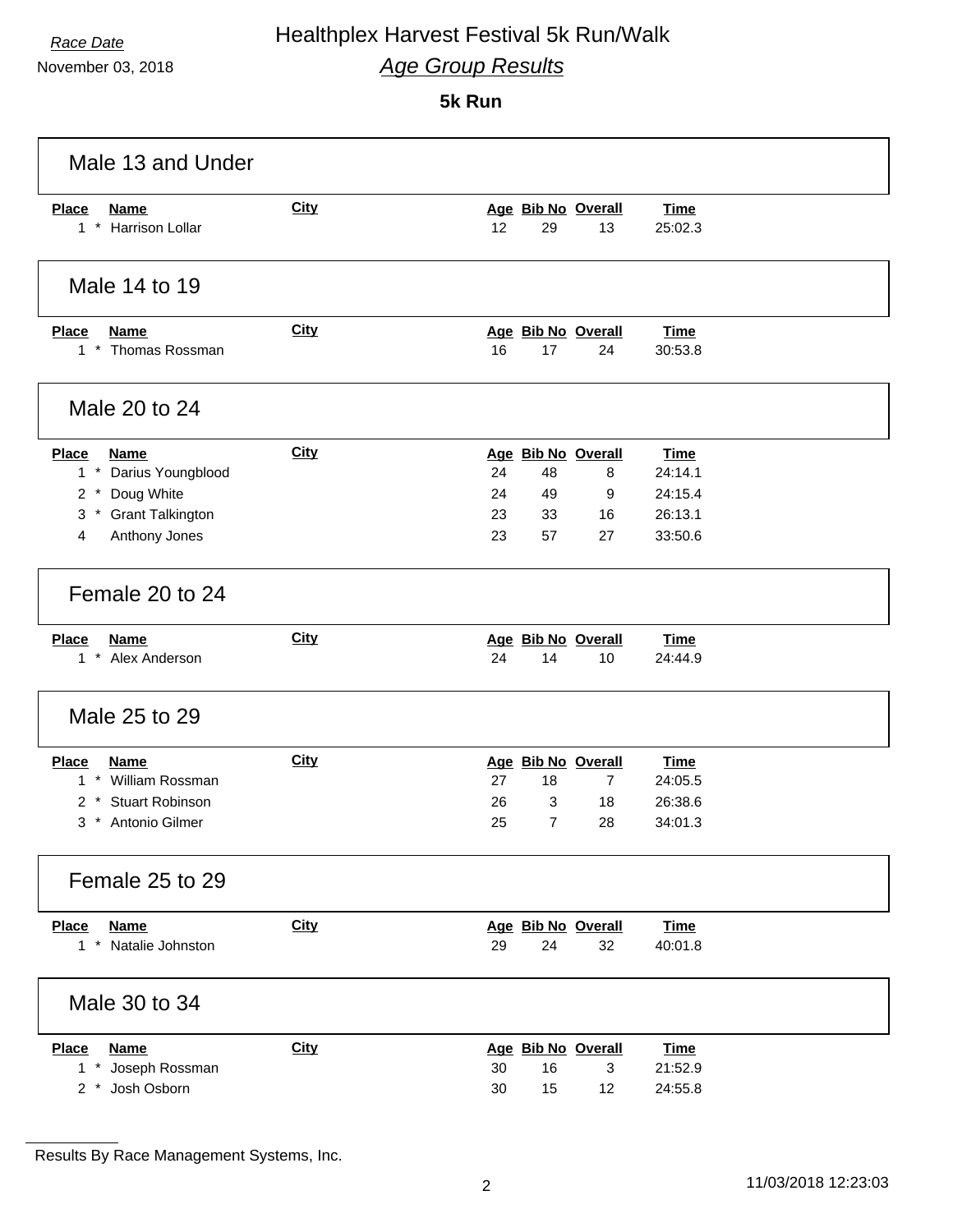*Race Date*
November 03, 2018

# Healthplex Harvest Festival 5k Run/Walk

## *Age Group Results*

### 5k Run

#### Male 13 and Under

| Place | | Name | City | Age | Bib No | Overall | Time |
|---|---|---|---|---|---|---|---|
| 1 | * | Harrison Lollar | | 12 | 29 | 13 | 25:02.3 |

#### Male 14 to 19

| Place | | Name | City | Age | Bib No | Overall | Time |
|---|---|---|---|---|---|---|---|
| 1 | * | Thomas Rossman | | 16 | 17 | 24 | 30:53.8 |

#### Male 20 to 24

| Place | | Name | City | Age | Bib No | Overall | Time |
|---|---|---|---|---|---|---|---|
| 1 | * | Darius Youngblood | | 24 | 48 | 8 | 24:14.1 |
| 2 | * | Doug White | | 24 | 49 | 9 | 24:15.4 |
| 3 | * | Grant Talkington | | 23 | 33 | 16 | 26:13.1 |
| 4 | | Anthony Jones | | 23 | 57 | 27 | 33:50.6 |

#### Female 20 to 24

| Place | | Name | City | Age | Bib No | Overall | Time |
|---|---|---|---|---|---|---|---|
| 1 | * | Alex Anderson | | 24 | 14 | 10 | 24:44.9 |

#### Male 25 to 29

| Place | | Name | City | Age | Bib No | Overall | Time |
|---|---|---|---|---|---|---|---|
| 1 | * | William Rossman | | 27 | 18 | 7 | 24:05.5 |
| 2 | * | Stuart Robinson | | 26 | 3 | 18 | 26:38.6 |
| 3 | * | Antonio Gilmer | | 25 | 7 | 28 | 34:01.3 |

#### Female 25 to 29

| Place | | Name | City | Age | Bib No | Overall | Time |
|---|---|---|---|---|---|---|---|
| 1 | * | Natalie Johnston | | 29 | 24 | 32 | 40:01.8 |

#### Male 30 to 34

| Place | | Name | City | Age | Bib No | Overall | Time |
|---|---|---|---|---|---|---|---|
| 1 | * | Joseph Rossman | | 30 | 16 | 3 | 21:52.9 |
| 2 | * | Josh Osborn | | 30 | 15 | 12 | 24:55.8 |

Results By Race Management Systems, Inc.

11/03/2018 12:23:03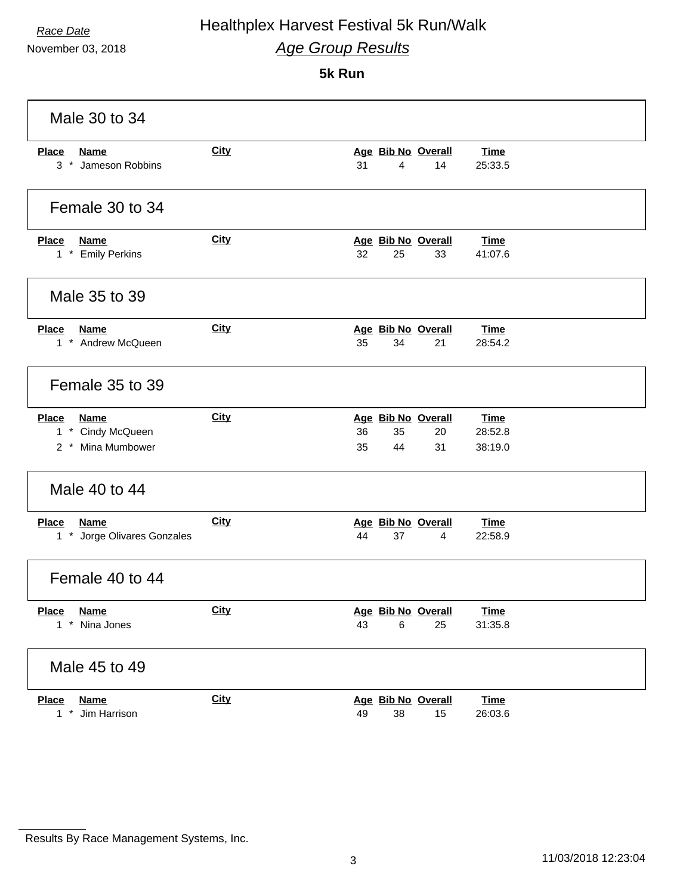*Race Date*

November 03, 2018

# Healthplex Harvest Festival 5k Run/Walk

## *Age Group Results*

### 5k Run

#### Male 30 to 34

| Place | Name | City | Age | Bib No | Overall | Time |
|---|---|---|---|---|---|---|
| 3 * | Jameson Robbins | | 31 | 4 | 14 | 25:33.5 |

#### Female 30 to 34

| Place | Name | City | Age | Bib No | Overall | Time |
|---|---|---|---|---|---|---|
| 1 * | Emily Perkins | | 32 | 25 | 33 | 41:07.6 |

#### Male 35 to 39

| Place | Name | City | Age | Bib No | Overall | Time |
|---|---|---|---|---|---|---|
| 1 * | Andrew McQueen | | 35 | 34 | 21 | 28:54.2 |

#### Female 35 to 39

| Place | Name | City | Age | Bib No | Overall | Time |
|---|---|---|---|---|---|---|
| 1 * | Cindy McQueen | | 36 | 35 | 20 | 28:52.8 |
| 2 * | Mina Mumbower | | 35 | 44 | 31 | 38:19.0 |

#### Male 40 to 44

| Place | Name | City | Age | Bib No | Overall | Time |
|---|---|---|---|---|---|---|
| 1 * | Jorge Olivares Gonzales | | 44 | 37 | 4 | 22:58.9 |

#### Female 40 to 44

| Place | Name | City | Age | Bib No | Overall | Time |
|---|---|---|---|---|---|---|
| 1 * | Nina Jones | | 43 | 6 | 25 | 31:35.8 |

#### Male 45 to 49

| Place | Name | City | Age | Bib No | Overall | Time |
|---|---|---|---|---|---|---|
| 1 * | Jim Harrison | | 49 | 38 | 15 | 26:03.6 |

Results By Race Management Systems, Inc.

11/03/2018 12:23:04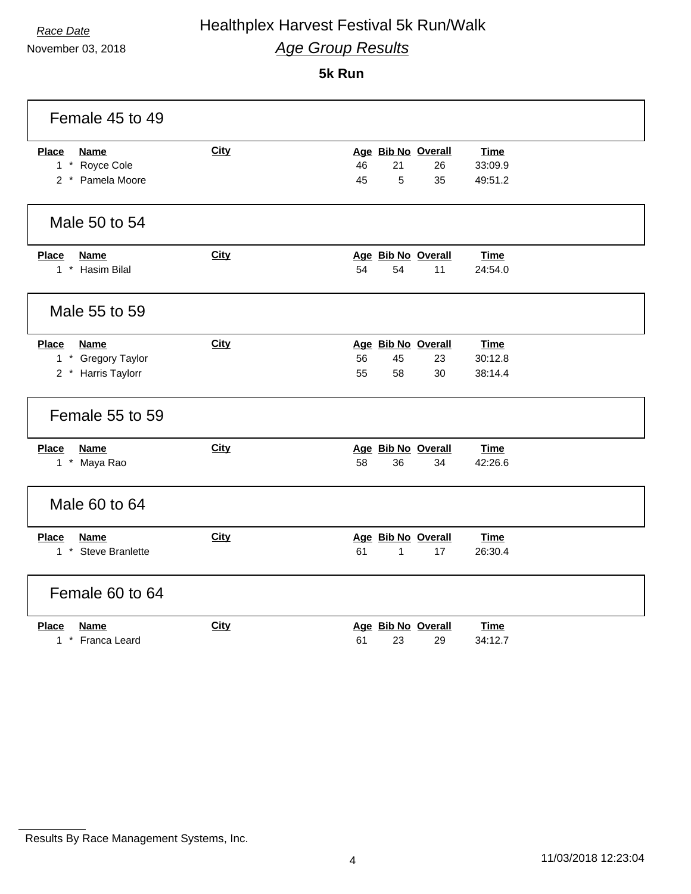*Race Date*

November 03, 2018

# Healthplex Harvest Festival 5k Run/Walk

## *Age Group Results*

**5k Run**

### Female 45 to 49

| Place | Name | City | Age | Bib No | Overall | Time |
|---|---|---|---|---|---|---|
| 1 * | Royce Cole | | 46 | 21 | 26 | 33:09.9 |
| 2 * | Pamela Moore | | 45 | 5 | 35 | 49:51.2 |

### Male 50 to 54

| Place | Name | City | Age | Bib No | Overall | Time |
|---|---|---|---|---|---|---|
| 1 * | Hasim Bilal | | 54 | 54 | 11 | 24:54.0 |

### Male 55 to 59

| Place | Name | City | Age | Bib No | Overall | Time |
|---|---|---|---|---|---|---|
| 1 * | Gregory Taylor | | 56 | 45 | 23 | 30:12.8 |
| 2 * | Harris Taylorr | | 55 | 58 | 30 | 38:14.4 |

### Female 55 to 59

| Place | Name | City | Age | Bib No | Overall | Time |
|---|---|---|---|---|---|---|
| 1 * | Maya Rao | | 58 | 36 | 34 | 42:26.6 |

### Male 60 to 64

| Place | Name | City | Age | Bib No | Overall | Time |
|---|---|---|---|---|---|---|
| 1 * | Steve Branlette | | 61 | 1 | 17 | 26:30.4 |

### Female 60 to 64

| Place | Name | City | Age | Bib No | Overall | Time |
|---|---|---|---|---|---|---|
| 1 * | Franca Leard | | 61 | 23 | 29 | 34:12.7 |

Results By Race Management Systems, Inc.

11/03/2018 12:23:04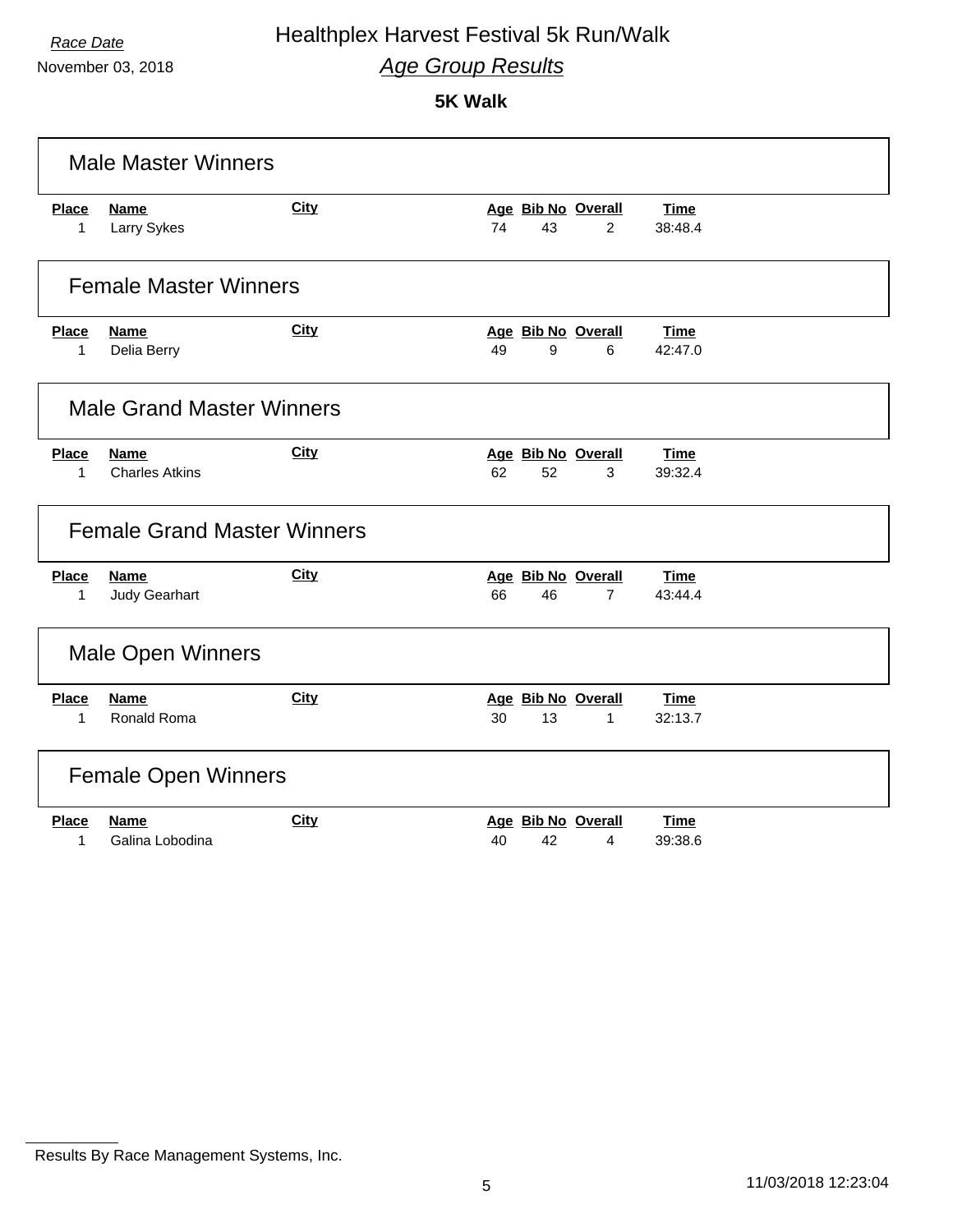*Race Date*
November 03, 2018

# Healthplex Harvest Festival 5k Run/Walk

## *Age Group Results*

### 5K Walk

## Male Master Winners

| Place | Name | City | Age | Bib No | Overall | Time |
|---|---|---|---|---|---|---|
| 1 | Larry Sykes | | 74 | 43 | 2 | 38:48.4 |

## Female Master Winners

| Place | Name | City | Age | Bib No | Overall | Time |
|---|---|---|---|---|---|---|
| 1 | Delia Berry | | 49 | 9 | 6 | 42:47.0 |

## Male Grand Master Winners

| Place | Name | City | Age | Bib No | Overall | Time |
|---|---|---|---|---|---|---|
| 1 | Charles Atkins | | 62 | 52 | 3 | 39:32.4 |

## Female Grand Master Winners

| Place | Name | City | Age | Bib No | Overall | Time |
|---|---|---|---|---|---|---|
| 1 | Judy Gearhart | | 66 | 46 | 7 | 43:44.4 |

## Male Open Winners

| Place | Name | City | Age | Bib No | Overall | Time |
|---|---|---|---|---|---|---|
| 1 | Ronald Roma | | 30 | 13 | 1 | 32:13.7 |

## Female Open Winners

| Place | Name | City | Age | Bib No | Overall | Time |
|---|---|---|---|---|---|---|
| 1 | Galina Lobodina | | 40 | 42 | 4 | 39:38.6 |

Results By Race Management Systems, Inc.

11/03/2018 12:23:04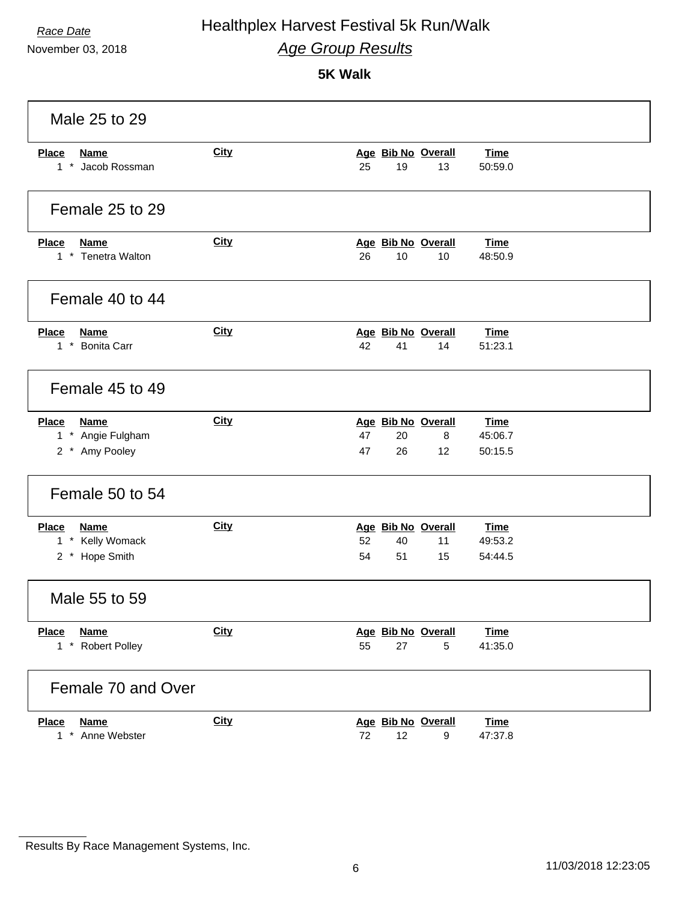Race Date

November 03, 2018

# Healthplex Harvest Festival 5k Run/Walk

## *Age Group Results*

### 5K Walk

#### Male 25 to 29

| Place | Name | City | Age | Bib No | Overall | Time |
|---|---|---|---|---|---|---|
| 1 * | Jacob Rossman | | 25 | 19 | 13 | 50:59.0 |

#### Female 25 to 29

| Place | Name | City | Age | Bib No | Overall | Time |
|---|---|---|---|---|---|---|
| 1 * | Tenetra Walton | | 26 | 10 | 10 | 48:50.9 |

#### Female 40 to 44

| Place | Name | City | Age | Bib No | Overall | Time |
|---|---|---|---|---|---|---|
| 1 * | Bonita Carr | | 42 | 41 | 14 | 51:23.1 |

#### Female 45 to 49

| Place | Name | City | Age | Bib No | Overall | Time |
|---|---|---|---|---|---|---|
| 1 * | Angie Fulgham | | 47 | 20 | 8 | 45:06.7 |
| 2 * | Amy Pooley | | 47 | 26 | 12 | 50:15.5 |

#### Female 50 to 54

| Place | Name | City | Age | Bib No | Overall | Time |
|---|---|---|---|---|---|---|
| 1 * | Kelly Womack | | 52 | 40 | 11 | 49:53.2 |
| 2 * | Hope Smith | | 54 | 51 | 15 | 54:44.5 |

#### Male 55 to 59

| Place | Name | City | Age | Bib No | Overall | Time |
|---|---|---|---|---|---|---|
| 1 * | Robert Polley | | 55 | 27 | 5 | 41:35.0 |

#### Female 70 and Over

| Place | Name | City | Age | Bib No | Overall | Time |
|---|---|---|---|---|---|---|
| 1 * | Anne Webster | | 72 | 12 | 9 | 47:37.8 |

Results By Race Management Systems, Inc.

11/03/2018 12:23:05